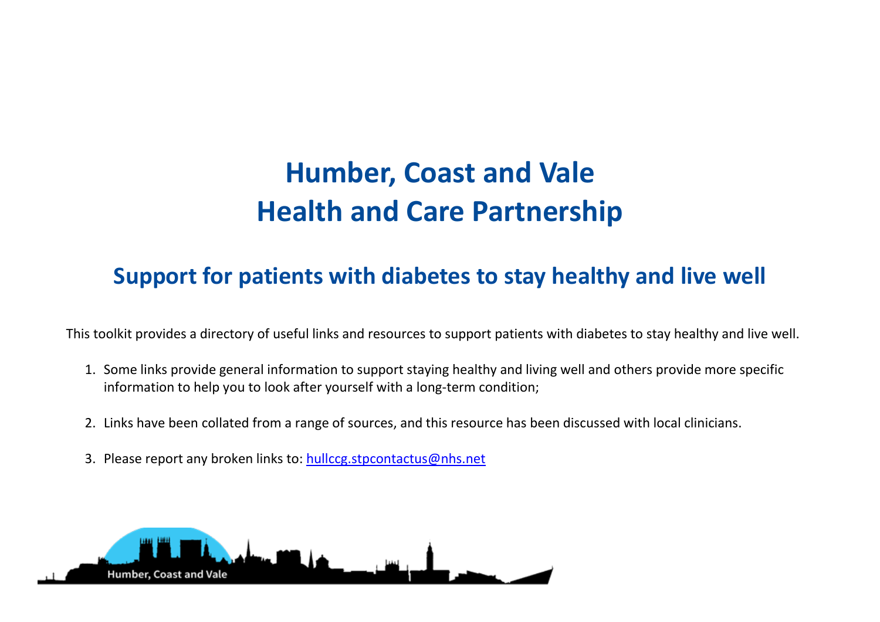# Humber, Coast and Vale
# Health and Care Partnership

## Support for patients with diabetes to stay healthy and live well

This toolkit provides a directory of useful links and resources to support patients with diabetes to stay healthy and live well.

1. Some links provide general information to support staying healthy and living well and others provide more specific information to help you to look after yourself with a long-term condition;

2. Links have been collated from a range of sources, and this resource has been discussed with local clinicians.

3. Please report any broken links to: hullccg.stpcontactus@nhs.net

Humber, Coast and Vale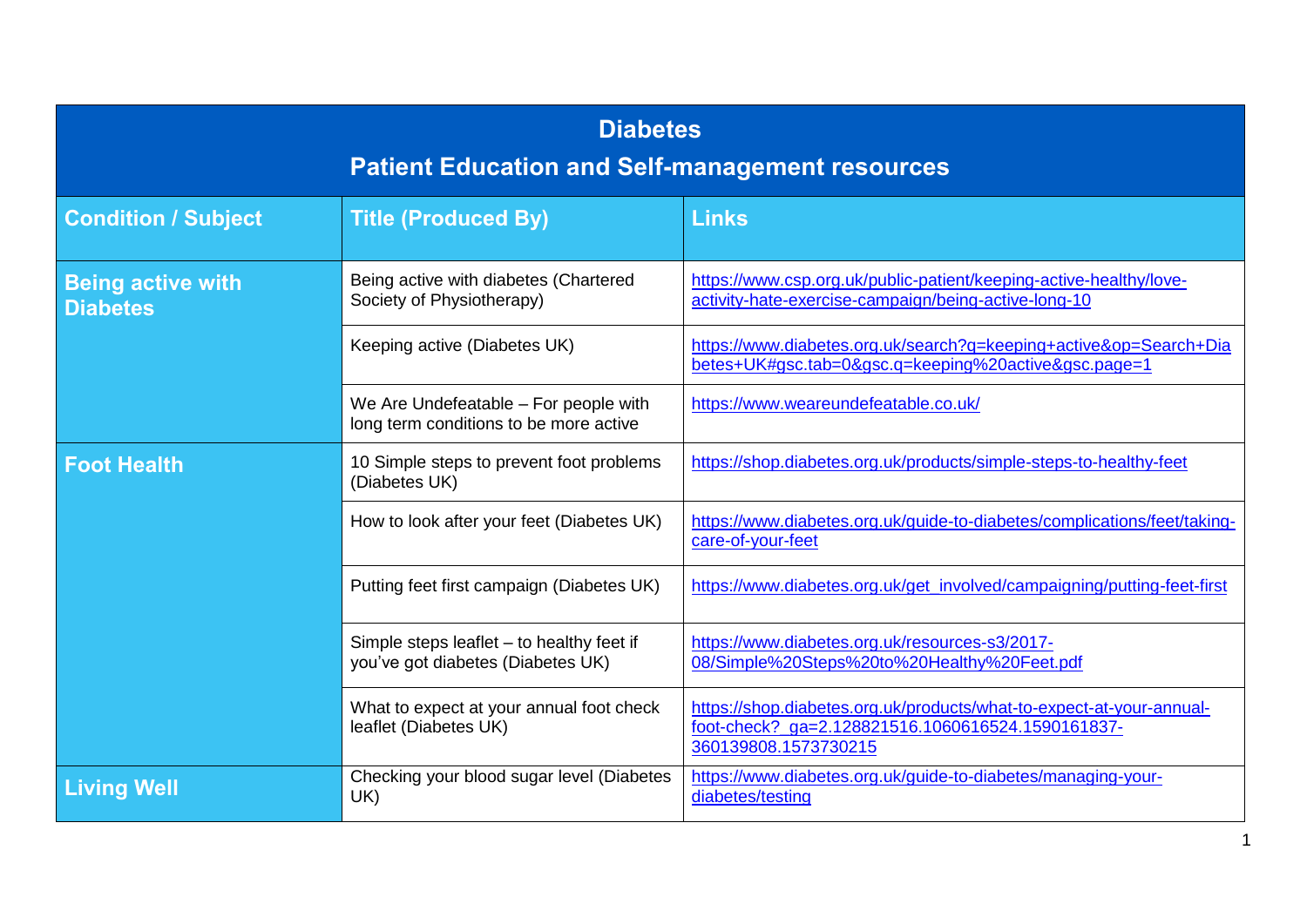# Diabetes

## Patient Education and Self-management resources

| Condition / Subject | Title (Produced By) | Links |
|---|---|---|
| **Being active with Diabetes** | Being active with diabetes (Chartered Society of Physiotherapy) | https://www.csp.org.uk/public-patient/keeping-active-healthy/love-activity-hate-exercise-campaign/being-active-long-10 |
| | Keeping active (Diabetes UK) | https://www.diabetes.org.uk/search?q=keeping+active&op=Search+Diabetes+UK#gsc.tab=0&gsc.q=keeping%20active&gsc.page=1 |
| | We Are Undefeatable – For people with long term conditions to be more active | https://www.weareundefeatable.co.uk/ |
| **Foot Health** | 10 Simple steps to prevent foot problems (Diabetes UK) | https://shop.diabetes.org.uk/products/simple-steps-to-healthy-feet |
| | How to look after your feet (Diabetes UK) | https://www.diabetes.org.uk/guide-to-diabetes/complications/feet/taking-care-of-your-feet |
| | Putting feet first campaign (Diabetes UK) | https://www.diabetes.org.uk/get_involved/campaigning/putting-feet-first |
| | Simple steps leaflet – to healthy feet if you've got diabetes (Diabetes UK) | https://www.diabetes.org.uk/resources-s3/2017-08/Simple%20Steps%20to%20Healthy%20Feet.pdf |
| | What to expect at your annual foot check leaflet (Diabetes UK) | https://shop.diabetes.org.uk/products/what-to-expect-at-your-annual-foot-check?_ga=2.128821516.1060616524.1590161837-360139808.1573730215 |
| **Living Well** | Checking your blood sugar level (Diabetes UK) | https://www.diabetes.org.uk/guide-to-diabetes/managing-your-diabetes/testing |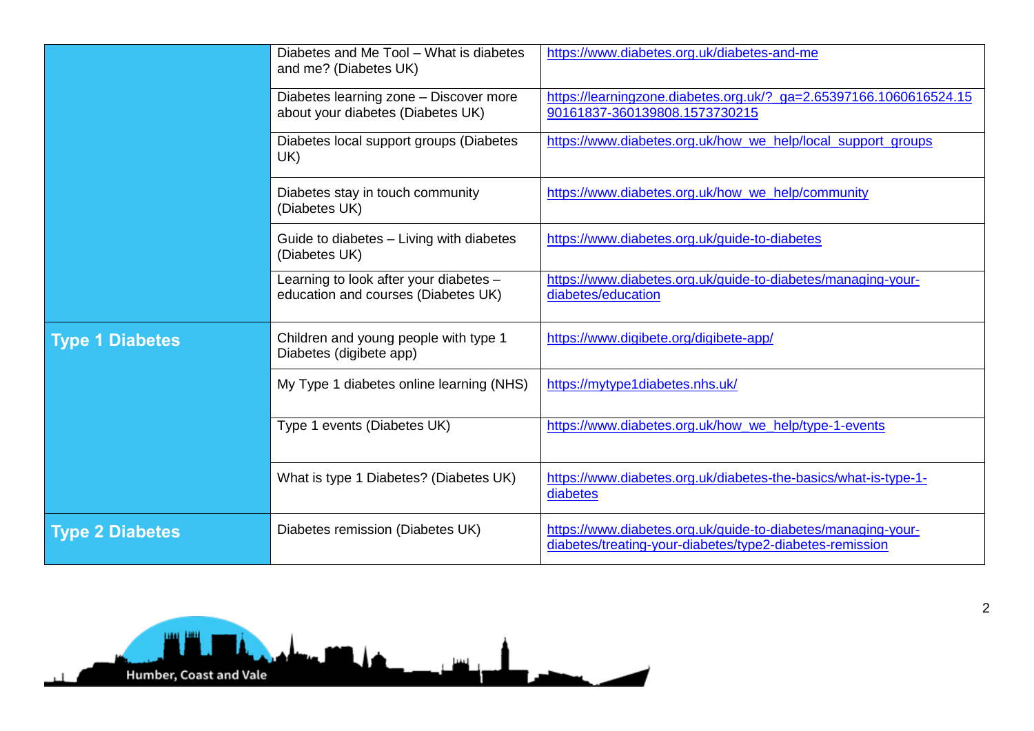| | | |
|---|---|---|
| | Diabetes and Me Tool – What is diabetes and me? (Diabetes UK) | https://www.diabetes.org.uk/diabetes-and-me |
| | Diabetes learning zone – Discover more about your diabetes (Diabetes UK) | https://learningzone.diabetes.org.uk/?_ga=2.65397166.1060616524.1590161837-360139808.1573730215 |
| | Diabetes local support groups (Diabetes UK) | https://www.diabetes.org.uk/how_we_help/local_support_groups |
| | Diabetes stay in touch community (Diabetes UK) | https://www.diabetes.org.uk/how_we_help/community |
| | Guide to diabetes – Living with diabetes (Diabetes UK) | https://www.diabetes.org.uk/guide-to-diabetes |
| | Learning to look after your diabetes – education and courses (Diabetes UK) | https://www.diabetes.org.uk/guide-to-diabetes/managing-your-diabetes/education |
| **Type 1 Diabetes** | Children and young people with type 1 Diabetes (digibete app) | https://www.digibete.org/digibete-app/ |
| | My Type 1 diabetes online learning (NHS) | https://mytype1diabetes.nhs.uk/ |
| | Type 1 events (Diabetes UK) | https://www.diabetes.org.uk/how_we_help/type-1-events |
| | What is type 1 Diabetes? (Diabetes UK) | https://www.diabetes.org.uk/diabetes-the-basics/what-is-type-1-diabetes |
| **Type 2 Diabetes** | Diabetes remission (Diabetes UK) | https://www.diabetes.org.uk/guide-to-diabetes/managing-your-diabetes/treating-your-diabetes/type2-diabetes-remission |

Humber, Coast and Vale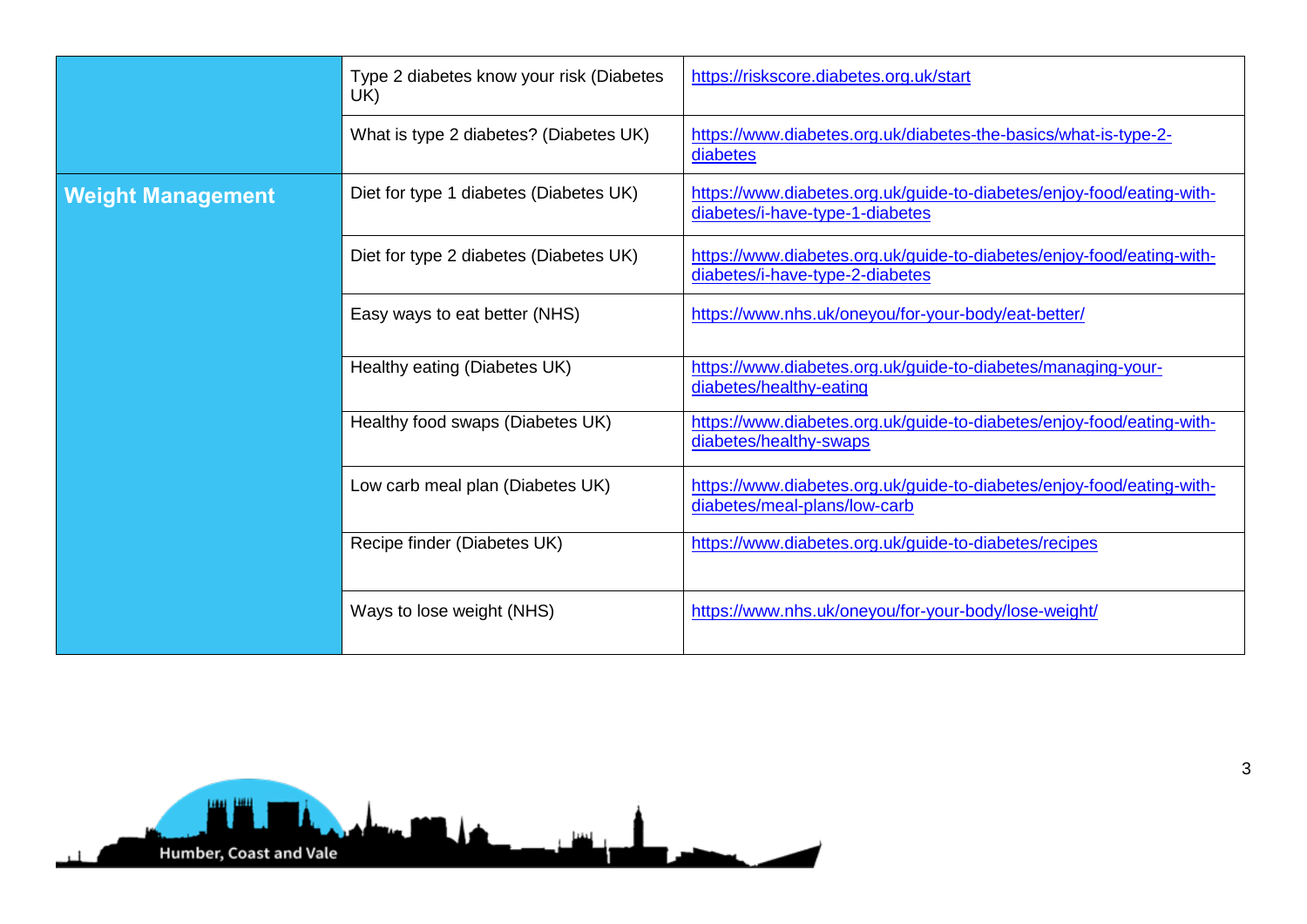| | | |
|---|---|---|
| | Type 2 diabetes know your risk (Diabetes UK) | https://riskscore.diabetes.org.uk/start |
| | What is type 2 diabetes? (Diabetes UK) | https://www.diabetes.org.uk/diabetes-the-basics/what-is-type-2-diabetes |
| **Weight Management** | Diet for type 1 diabetes (Diabetes UK) | https://www.diabetes.org.uk/guide-to-diabetes/enjoy-food/eating-with-diabetes/i-have-type-1-diabetes |
| | Diet for type 2 diabetes (Diabetes UK) | https://www.diabetes.org.uk/guide-to-diabetes/enjoy-food/eating-with-diabetes/i-have-type-2-diabetes |
| | Easy ways to eat better (NHS) | https://www.nhs.uk/oneyou/for-your-body/eat-better/ |
| | Healthy eating (Diabetes UK) | https://www.diabetes.org.uk/guide-to-diabetes/managing-your-diabetes/healthy-eating |
| | Healthy food swaps (Diabetes UK) | https://www.diabetes.org.uk/guide-to-diabetes/enjoy-food/eating-with-diabetes/healthy-swaps |
| | Low carb meal plan (Diabetes UK) | https://www.diabetes.org.uk/guide-to-diabetes/enjoy-food/eating-with-diabetes/meal-plans/low-carb |
| | Recipe finder (Diabetes UK) | https://www.diabetes.org.uk/guide-to-diabetes/recipes |
| | Ways to lose weight (NHS) | https://www.nhs.uk/oneyou/for-your-body/lose-weight/ |

Humber, Coast and Vale